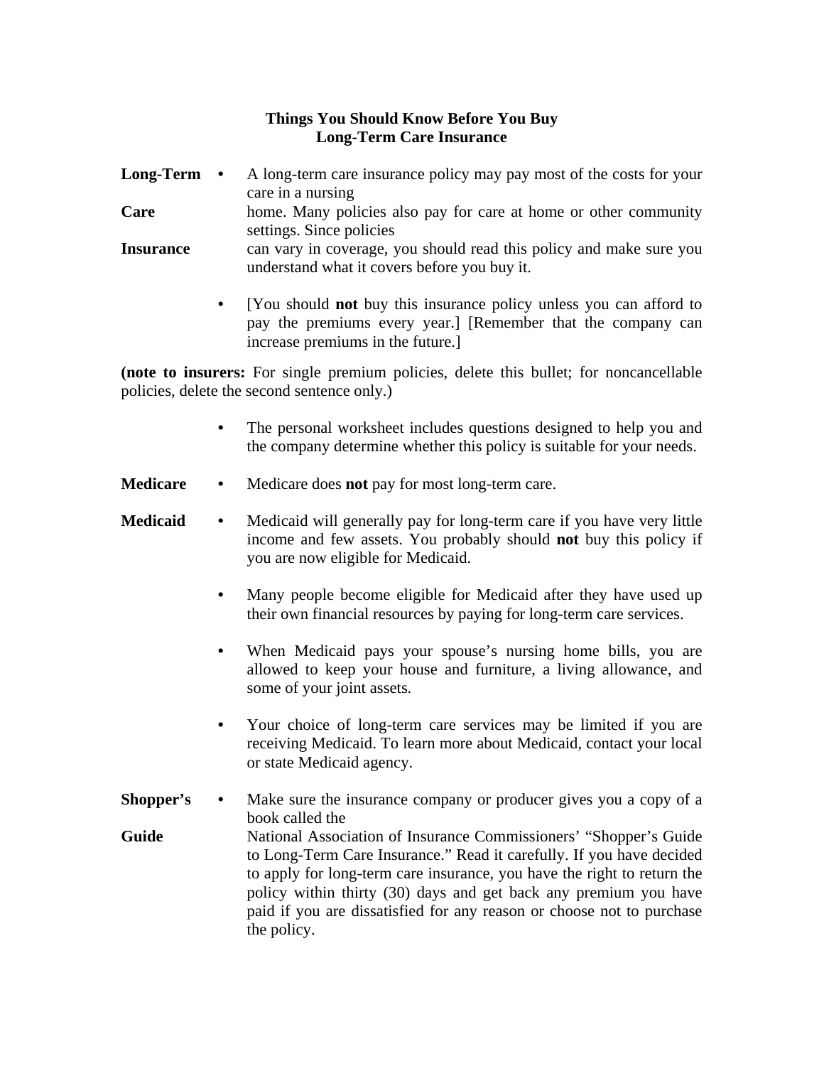# Things You Should Know Before You Buy Long-Term Care Insurance

**Long-Term Care Insurance**

- A long-term care insurance policy may pay most of the costs for your care in a nursing home. Many policies also pay for care at home or other community settings. Since policies can vary in coverage, you should read this policy and make sure you understand what it covers before you buy it.

- [You should **not** buy this insurance policy unless you can afford to pay the premiums every year.] [Remember that the company can increase premiums in the future.]

**(note to insurers:** For single premium policies, delete this bullet; for noncancellable policies, delete the second sentence only.)

- The personal worksheet includes questions designed to help you and the company determine whether this policy is suitable for your needs.

**Medicare**

- Medicare does **not** pay for most long-term care.

**Medicaid**

- Medicaid will generally pay for long-term care if you have very little income and few assets. You probably should **not** buy this policy if you are now eligible for Medicaid.

- Many people become eligible for Medicaid after they have used up their own financial resources by paying for long-term care services.

- When Medicaid pays your spouse's nursing home bills, you are allowed to keep your house and furniture, a living allowance, and some of your joint assets.

- Your choice of long-term care services may be limited if you are receiving Medicaid. To learn more about Medicaid, contact your local or state Medicaid agency.

**Shopper's Guide**

- Make sure the insurance company or producer gives you a copy of a book called the National Association of Insurance Commissioners' "Shopper's Guide to Long-Term Care Insurance." Read it carefully. If you have decided to apply for long-term care insurance, you have the right to return the policy within thirty (30) days and get back any premium you have paid if you are dissatisfied for any reason or choose not to purchase the policy.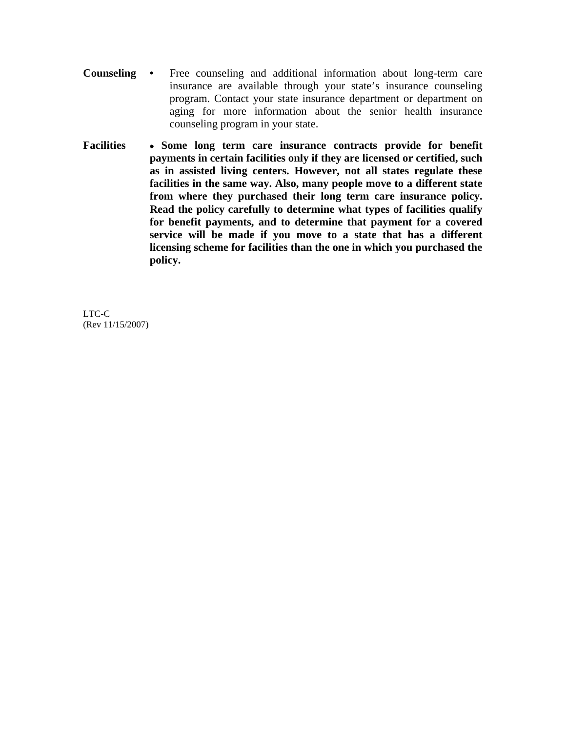**Counseling**

- Free counseling and additional information about long-term care insurance are available through your state's insurance counseling program. Contact your state insurance department or department on aging for more information about the senior health insurance counseling program in your state.

**Facilities**

- **Some long term care insurance contracts provide for benefit payments in certain facilities only if they are licensed or certified, such as in assisted living centers. However, not all states regulate these facilities in the same way. Also, many people move to a different state from where they purchased their long term care insurance policy. Read the policy carefully to determine what types of facilities qualify for benefit payments, and to determine that payment for a covered service will be made if you move to a state that has a different licensing scheme for facilities than the one in which you purchased the policy.**

LTC-C
(Rev 11/15/2007)